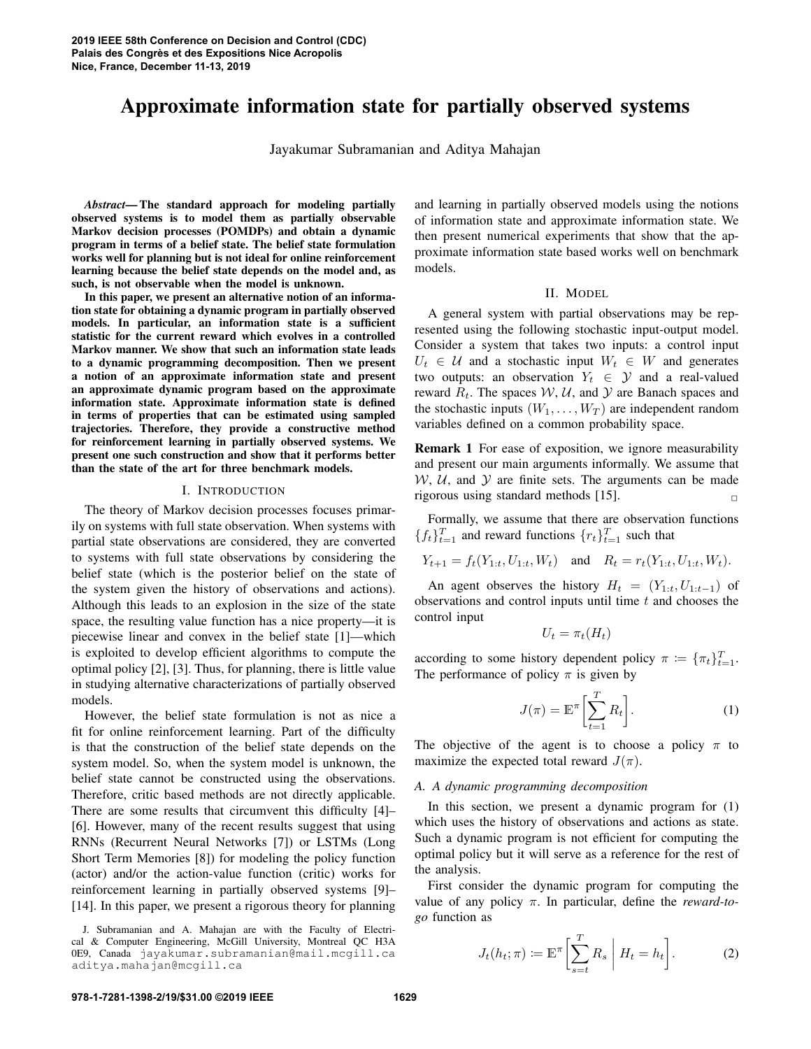# Approximate information state for partially observed systems

Jayakumar Subramanian and Aditya Mahajan

***Abstract*— The standard approach for modeling partially observed systems is to model them as partially observable Markov decision processes (POMDPs) and obtain a dynamic program in terms of a belief state. The belief state formulation works well for planning but is not ideal for online reinforcement learning because the belief state depends on the model and, as such, is not observable when the model is unknown.**

**In this paper, we present an alternative notion of an information state for obtaining a dynamic program in partially observed models. In particular, an information state is a sufficient statistic for the current reward which evolves in a controlled Markov manner. We show that such an information state leads to a dynamic programming decomposition. Then we present a notion of an approximate information state and present an approximate dynamic program based on the approximate information state. Approximate information state is defined in terms of properties that can be estimated using sampled trajectories. Therefore, they provide a constructive method for reinforcement learning in partially observed systems. We present one such construction and show that it performs better than the state of the art for three benchmark models.**

## I. Introduction

The theory of Markov decision processes focuses primarily on systems with full state observation. When systems with partial state observations are considered, they are converted to systems with full state observations by considering the belief state (which is the posterior belief on the state of the system given the history of observations and actions). Although this leads to an explosion in the size of the state space, the resulting value function has a nice property—it is piecewise linear and convex in the belief state [1]—which is exploited to develop efficient algorithms to compute the optimal policy [2], [3]. Thus, for planning, there is little value in studying alternative characterizations of partially observed models.

However, the belief state formulation is not as nice a fit for online reinforcement learning. Part of the difficulty is that the construction of the belief state depends on the system model. So, when the system model is unknown, the belief state cannot be constructed using the observations. Therefore, critic based methods are not directly applicable. There are some results that circumvent this difficulty [4]–[6]. However, many of the recent results suggest that using RNNs (Recurrent Neural Networks [7]) or LSTMs (Long Short Term Memories [8]) for modeling the policy function (actor) and/or the action-value function (critic) works for reinforcement learning in partially observed systems [9]–[14]. In this paper, we present a rigorous theory for planning and learning in partially observed models using the notions of information state and approximate information state. We then present numerical experiments that show that the approximate information state based works well on benchmark models.

J. Subramanian and A. Mahajan are with the Faculty of Electrical & Computer Engineering, McGill University, Montreal QC H3A 0E9, Canada jayakumar.subramanian@mail.mcgill.ca aditya.mahajan@mcgill.ca

## II. Model

A general system with partial observations may be represented using the following stochastic input-output model. Consider a system that takes two inputs: a control input $U_t \in \mathcal{U}$ and a stochastic input $W_t \in W$ and generates two outputs: an observation $Y_t \in \mathcal{Y}$ and a real-valued reward $R_t$. The spaces $\mathcal{W}$, $\mathcal{U}$, and $\mathcal{Y}$ are Banach spaces and the stochastic inputs $(W_1, \dots, W_T)$ are independent random variables defined on a common probability space.

**Remark 1** For ease of exposition, we ignore measurability and present our main arguments informally. We assume that $\mathcal{W}$, $\mathcal{U}$, and $\mathcal{Y}$ are finite sets. The arguments can be made rigorous using standard methods [15]. □

Formally, we assume that there are observation functions $\{f_t\}_{t=1}^T$ and reward functions $\{r_t\}_{t=1}^T$ such that

$$Y_{t+1} = f_t(Y_{1:t}, U_{1:t}, W_t) \quad \text{and} \quad R_t = r_t(Y_{1:t}, U_{1:t}, W_t).$$

An agent observes the history $H_t = (Y_{1:t}, U_{1:t-1})$ of observations and control inputs until time $t$ and chooses the control input

$$U_t = \pi_t(H_t)$$

according to some history dependent policy $\pi := \{\pi_t\}_{t=1}^T$. The performance of policy $\pi$ is given by

$$J(\pi) = \mathbb{E}^{\pi}\bigg[\sum_{t=1}^{T} R_t\bigg]. \tag{1}$$

The objective of the agent is to choose a policy $\pi$ to maximize the expected total reward $J(\pi)$.

### A. A dynamic programming decomposition

In this section, we present a dynamic program for (1) which uses the history of observations and actions as state. Such a dynamic program is not efficient for computing the optimal policy but it will serve as a reference for the rest of the analysis.

First consider the dynamic program for computing the value of any policy $\pi$. In particular, define the *reward-to-go* function as

$$J_t(h_t; \pi) := \mathbb{E}^{\pi}\bigg[\sum_{s=t}^{T} R_s \,\bigg|\, H_t = h_t\bigg]. \tag{2}$$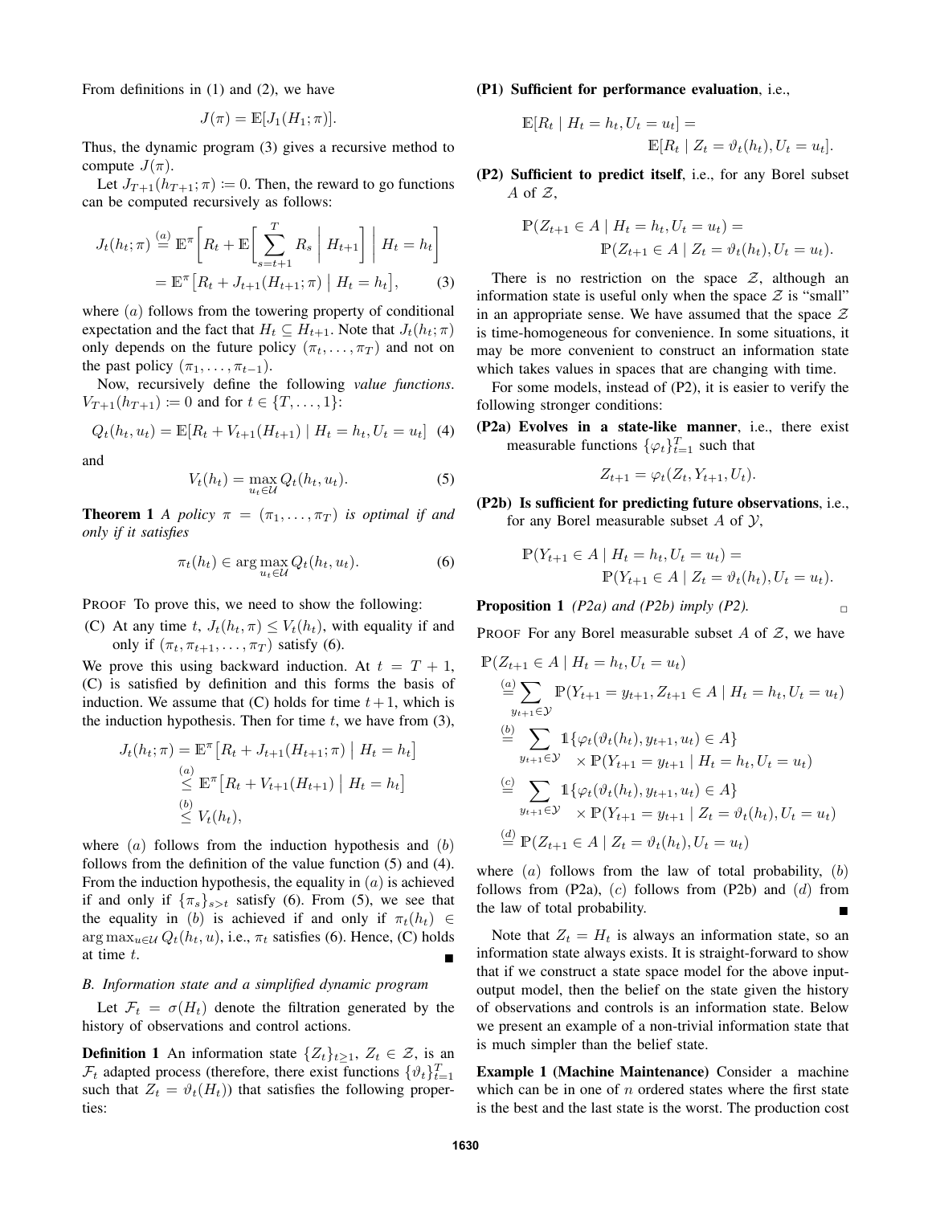From definitions in (1) and (2), we have

$$J(\pi) = \mathbb{E}[J_1(H_1; \pi)].$$

Thus, the dynamic program (3) gives a recursive method to compute $J(\pi)$.

Let $J_{T+1}(h_{T+1}; \pi) := 0$. Then, the reward to go functions can be computed recursively as follows:

$$\begin{aligned} J_t(h_t; \pi) &\stackrel{(a)}{=} \mathbb{E}^{\pi}\bigg[ R_t + \mathbb{E}\bigg[ \sum_{s=t+1}^{T} R_s \biggm| H_{t+1} \bigg] \biggm| H_t = h_t \bigg] \\ &= \mathbb{E}^{\pi}\big[ R_t + J_{t+1}(H_{t+1}; \pi) \bigm| H_t = h_t \big], \end{aligned} \tag{3}$$

where $(a)$ follows from the towering property of conditional expectation and the fact that $H_t \subseteq H_{t+1}$. Note that $J_t(h_t; \pi)$ only depends on the future policy $(\pi_t, \dots, \pi_T)$ and not on the past policy $(\pi_1, \dots, \pi_{t-1})$.

Now, recursively define the following *value functions*. $V_{T+1}(h_{T+1}) := 0$ and for $t \in \{T, \dots, 1\}$:

$$Q_t(h_t, u_t) = \mathbb{E}[R_t + V_{t+1}(H_{t+1}) \mid H_t = h_t, U_t = u_t] \tag{4}$$

and

$$V_t(h_t) = \max_{u_t \in \mathcal{U}} Q_t(h_t, u_t). \tag{5}$$

**Theorem 1** *A policy $\pi = (\pi_1, \dots, \pi_T)$ is optimal if and only if it satisfies*

$$\pi_t(h_t) \in \arg\max_{u_t \in \mathcal{U}} Q_t(h_t, u_t). \tag{6}$$

PROOF To prove this, we need to show the following:

(C) At any time $t$, $J_t(h_t, \pi) \le V_t(h_t)$, with equality if and only if $(\pi_t, \pi_{t+1}, \dots, \pi_T)$ satisfy (6).

We prove this using backward induction. At $t = T+1$, (C) is satisfied by definition and this forms the basis of induction. We assume that (C) holds for time $t+1$, which is the induction hypothesis. Then for time $t$, we have from (3),

$$\begin{aligned} J_t(h_t; \pi) &= \mathbb{E}^{\pi}\big[ R_t + J_{t+1}(H_{t+1}; \pi) \bigm| H_t = h_t \big] \\ &\stackrel{(a)}{\le} \mathbb{E}^{\pi}\big[ R_t + V_{t+1}(H_{t+1}) \bigm| H_t = h_t \big] \\ &\stackrel{(b)}{\le} V_t(h_t), \end{aligned}$$

where $(a)$ follows from the induction hypothesis and $(b)$ follows from the definition of the value function (5) and (4). From the induction hypothesis, the equality in $(a)$ is achieved if and only if $\{\pi_s\}_{s>t}$ satisfy (6). From (5), we see that the equality in $(b)$ is achieved if and only if $\pi_t(h_t) \in \arg\max_{u \in \mathcal{U}} Q_t(h_t, u)$, i.e., $\pi_t$ satisfies (6). Hence, (C) holds at time $t$. ■

### B. Information state and a simplified dynamic program

Let $\mathcal{F}_t = \sigma(H_t)$ denote the filtration generated by the history of observations and control actions.

**Definition 1** An information state $\{Z_t\}_{t \ge 1}$, $Z_t \in \mathcal{Z}$, is an $\mathcal{F}_t$ adapted process (therefore, there exist functions $\{\vartheta_t\}_{t=1}^{T}$ such that $Z_t = \vartheta_t(H_t)$) that satisfies the following properties:

**(P1) Sufficient for performance evaluation**, i.e.,

$$\mathbb{E}[R_t \mid H_t = h_t, U_t = u_t] = \mathbb{E}[R_t \mid Z_t = \vartheta_t(h_t), U_t = u_t].$$

**(P2) Sufficient to predict itself**, i.e., for any Borel subset $A$ of $\mathcal{Z}$,

$$\mathbb{P}(Z_{t+1} \in A \mid H_t = h_t, U_t = u_t) = \mathbb{P}(Z_{t+1} \in A \mid Z_t = \vartheta_t(h_t), U_t = u_t).$$

There is no restriction on the space $\mathcal{Z}$, although an information state is useful only when the space $\mathcal{Z}$ is "small" in an appropriate sense. We have assumed that the space $\mathcal{Z}$ is time-homogeneous for convenience. In some situations, it may be more convenient to construct an information state which takes values in spaces that are changing with time.

For some models, instead of (P2), it is easier to verify the following stronger conditions:

**(P2a) Evolves in a state-like manner**, i.e., there exist measurable functions $\{\varphi_t\}_{t=1}^{T}$ such that

$$Z_{t+1} = \varphi_t(Z_t, Y_{t+1}, U_t).$$

**(P2b) Is sufficient for predicting future observations**, i.e., for any Borel measurable subset $A$ of $\mathcal{Y}$,

$$\mathbb{P}(Y_{t+1} \in A \mid H_t = h_t, U_t = u_t) = \mathbb{P}(Y_{t+1} \in A \mid Z_t = \vartheta_t(h_t), U_t = u_t).$$

**Proposition 1** *(P2a) and (P2b) imply (P2).* □

PROOF For any Borel measurable subset $A$ of $\mathcal{Z}$, we have

$$\begin{aligned} &\mathbb{P}(Z_{t+1} \in A \mid H_t = h_t, U_t = u_t) \\ &\stackrel{(a)}{=} \sum_{y_{t+1} \in \mathcal{Y}} \mathbb{P}(Y_{t+1} = y_{t+1}, Z_{t+1} \in A \mid H_t = h_t, U_t = u_t) \\ &\stackrel{(b)}{=} \sum_{y_{t+1} \in \mathcal{Y}} \mathbb{1}\{\varphi_t(\vartheta_t(h_t), y_{t+1}, u_t) \in A\} \\ &\qquad \times \mathbb{P}(Y_{t+1} = y_{t+1} \mid H_t = h_t, U_t = u_t) \\ &\stackrel{(c)}{=} \sum_{y_{t+1} \in \mathcal{Y}} \mathbb{1}\{\varphi_t(\vartheta_t(h_t), y_{t+1}, u_t) \in A\} \\ &\qquad \times \mathbb{P}(Y_{t+1} = y_{t+1} \mid Z_t = \vartheta_t(h_t), U_t = u_t) \\ &\stackrel{(d)}{=} \mathbb{P}(Z_{t+1} \in A \mid Z_t = \vartheta_t(h_t), U_t = u_t) \end{aligned}$$

where $(a)$ follows from the law of total probability, $(b)$ follows from (P2a), $(c)$ follows from (P2b) and $(d)$ from the law of total probability. ■

Note that $Z_t = H_t$ is always an information state, so an information state always exists. It is straight-forward to show that if we construct a state space model for the above input-output model, then the belief on the state given the history of observations and controls is an information state. Below we present an example of a non-trivial information state that is much simpler than the belief state.

**Example 1 (Machine Maintenance)** Consider a machine which can be in one of $n$ ordered states where the first state is the best and the last state is the worst. The production cost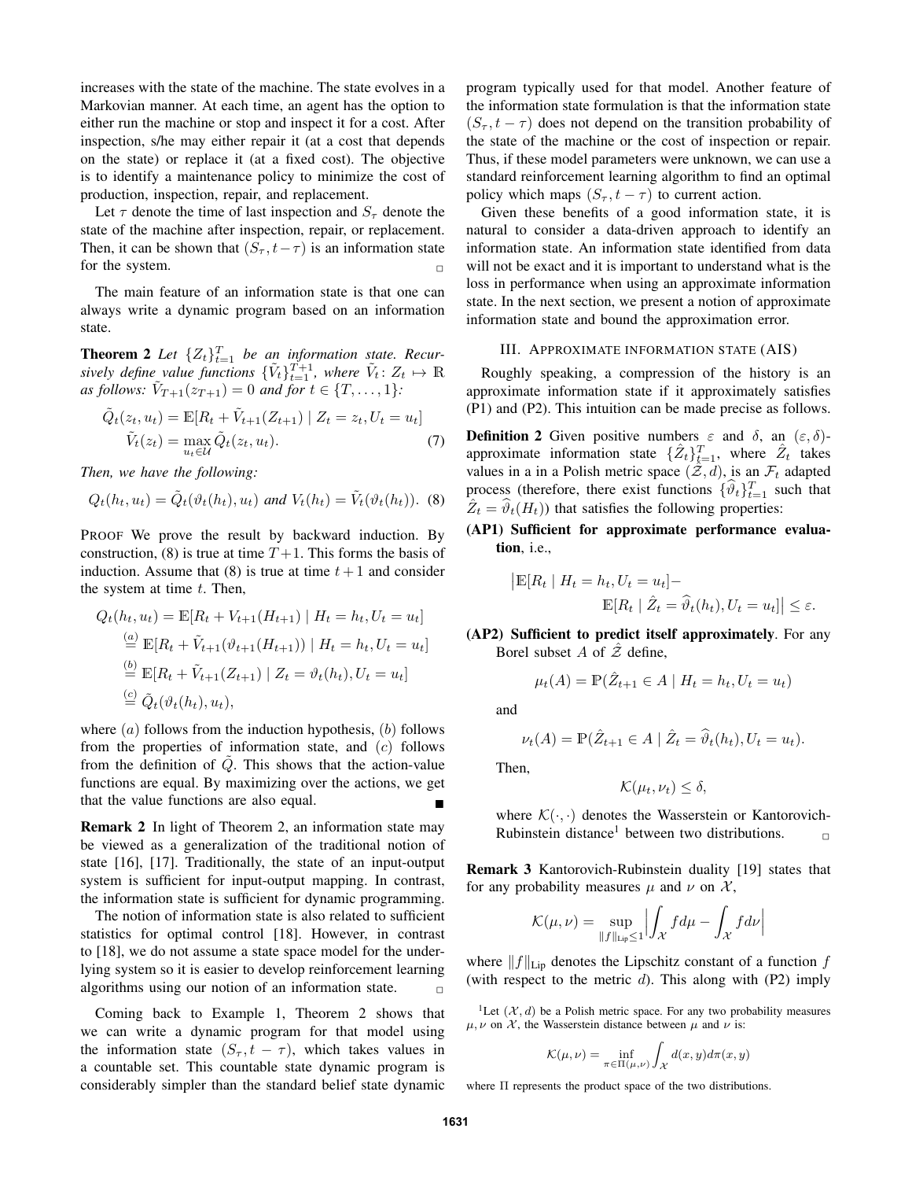increases with the state of the machine. The state evolves in a Markovian manner. At each time, an agent has the option to either run the machine or stop and inspect it for a cost. After inspection, s/he may either repair it (at a cost that depends on the state) or replace it (at a fixed cost). The objective is to identify a maintenance policy to minimize the cost of production, inspection, repair, and replacement.

Let $\tau$ denote the time of last inspection and $S_\tau$ denote the state of the machine after inspection, repair, or replacement. Then, it can be shown that $(S_\tau, t-\tau)$ is an information state for the system. ▫

The main feature of an information state is that one can always write a dynamic program based on an information state.

**Theorem 2** *Let $\{Z_t\}_{t=1}^T$ be an information state. Recursively define value functions $\{\tilde{V}_t\}_{t=1}^{T+1}$, where $\tilde{V}_t \colon Z_t \mapsto \mathbb{R}$ as follows: $\tilde{V}_{T+1}(z_{T+1}) = 0$ and for $t \in \{T, \dots, 1\}$:*

$$\tilde{Q}_t(z_t, u_t) = \mathbb{E}[R_t + \tilde{V}_{t+1}(Z_{t+1}) \mid Z_t = z_t, U_t = u_t]$$
$$\tilde{V}_t(z_t) = \max_{u_t \in \mathcal{U}} \tilde{Q}_t(z_t, u_t). \tag{7}$$

*Then, we have the following:*

$$Q_t(h_t, u_t) = \tilde{Q}_t(\vartheta_t(h_t), u_t) \text{ and } V_t(h_t) = \tilde{V}_t(\vartheta_t(h_t)). \tag{8}$$

PROOF We prove the result by backward induction. By construction, (8) is true at time $T+1$. This forms the basis of induction. Assume that (8) is true at time $t+1$ and consider the system at time $t$. Then,

$$\begin{aligned}
Q_t(h_t, u_t) &= \mathbb{E}[R_t + V_{t+1}(H_{t+1}) \mid H_t = h_t, U_t = u_t] \\
&\overset{(a)}{=} \mathbb{E}[R_t + \tilde{V}_{t+1}(\vartheta_{t+1}(H_{t+1})) \mid H_t = h_t, U_t = u_t] \\
&\overset{(b)}{=} \mathbb{E}[R_t + \tilde{V}_{t+1}(Z_{t+1}) \mid Z_t = \vartheta_t(h_t), U_t = u_t] \\
&\overset{(c)}{=} \tilde{Q}_t(\vartheta_t(h_t), u_t),
\end{aligned}$$

where $(a)$ follows from the induction hypothesis, $(b)$ follows from the properties of information state, and $(c)$ follows from the definition of $\tilde{Q}$. This shows that the action-value functions are equal. By maximizing over the actions, we get that the value functions are also equal. ■

**Remark 2** In light of Theorem 2, an information state may be viewed as a generalization of the traditional notion of state [16], [17]. Traditionally, the state of an input-output system is sufficient for input-output mapping. In contrast, the information state is sufficient for dynamic programming.

The notion of information state is also related to sufficient statistics for optimal control [18]. However, in contrast to [18], we do not assume a state space model for the underlying system so it is easier to develop reinforcement learning algorithms using our notion of an information state. ▫

Coming back to Example 1, Theorem 2 shows that we can write a dynamic program for that model using the information state $(S_\tau, t-\tau)$, which takes values in a countable set. This countable state dynamic program is considerably simpler than the standard belief state dynamic program typically used for that model. Another feature of the information state formulation is that the information state $(S_\tau, t-\tau)$ does not depend on the transition probability of the state of the machine or the cost of inspection or repair. Thus, if these model parameters were unknown, we can use a standard reinforcement learning algorithm to find an optimal policy which maps $(S_\tau, t-\tau)$ to current action.

Given these benefits of a good information state, it is natural to consider a data-driven approach to identify an information state. An information state identified from data will not be exact and it is important to understand what is the loss in performance when using an approximate information state. In the next section, we present a notion of approximate information state and bound the approximation error.

## III. Approximate Information State (AIS)

Roughly speaking, a compression of the history is an approximate information state if it approximately satisfies (P1) and (P2). This intuition can be made precise as follows.

**Definition 2** Given positive numbers $\varepsilon$ and $\delta$, an $(\varepsilon, \delta)$-approximate information state $\{\hat{Z}_t\}_{t=1}^T$, where $\hat{Z}_t$ takes values in a in a Polish metric space $(\hat{\mathcal{Z}}, d)$, is an $\mathcal{F}_t$ adapted process (therefore, there exist functions $\{\hat{\vartheta}_t\}_{t=1}^T$ such that $\hat{Z}_t = \hat{\vartheta}_t(H_t)$) that satisfies the following properties:

**(AP1) Sufficient for approximate performance evaluation**, i.e.,

$$\big|\mathbb{E}[R_t \mid H_t = h_t, U_t = u_t] - \mathbb{E}[R_t \mid \hat{Z}_t = \hat{\vartheta}_t(h_t), U_t = u_t]\big| \le \varepsilon.$$

**(AP2) Sufficient to predict itself approximately**. For any Borel subset $A$ of $\hat{\mathcal{Z}}$ define,

$$\mu_t(A) = \mathbb{P}(\hat{Z}_{t+1} \in A \mid H_t = h_t, U_t = u_t)$$

and

$$\nu_t(A) = \mathbb{P}(\hat{Z}_{t+1} \in A \mid \hat{Z}_t = \hat{\vartheta}_t(h_t), U_t = u_t).$$

Then,

$$\mathcal{K}(\mu_t, \nu_t) \le \delta,$$

where $\mathcal{K}(\cdot, \cdot)$ denotes the Wasserstein or Kantorovich-Rubinstein distance[1] between two distributions. ▫

**Remark 3** Kantorovich-Rubinstein duality [19] states that for any probability measures $\mu$ and $\nu$ on $\mathcal{X}$,

$$\mathcal{K}(\mu, \nu) = \sup_{\|f\|_{\text{Lip}} \le 1} \Big| \int_{\mathcal{X}} f d\mu - \int_{\mathcal{X}} f d\nu \Big|$$

where $\|f\|_{\text{Lip}}$ denotes the Lipschitz constant of a function $f$ (with respect to the metric $d$). This along with (P2) imply

[1] Let $(\mathcal{X}, d)$ be a Polish metric space. For any two probability measures $\mu, \nu$ on $\mathcal{X}$, the Wasserstein distance between $\mu$ and $\nu$ is:

$$\mathcal{K}(\mu, \nu) = \inf_{\pi \in \Pi(\mu, \nu)} \int_{\mathcal{X}} d(x, y) d\pi(x, y)$$

where $\Pi$ represents the product space of the two distributions.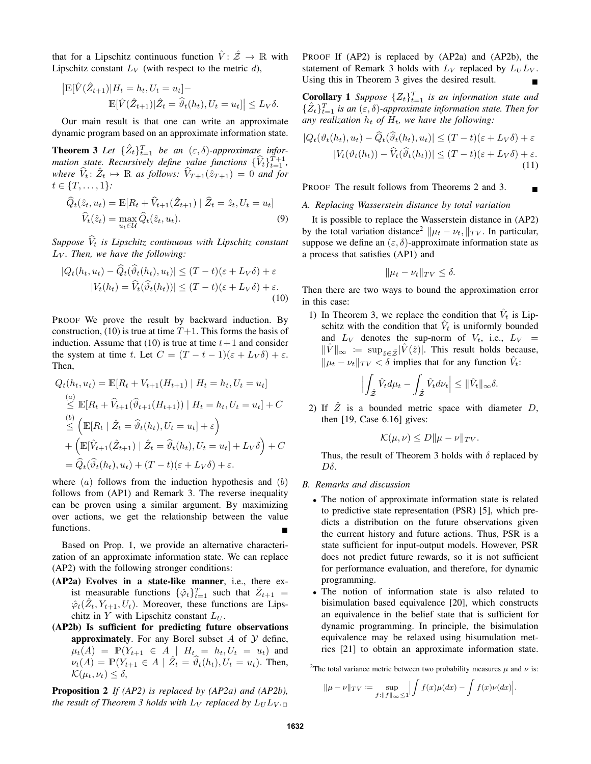that for a Lipschitz continuous function $\hat{V} \colon \hat{\mathcal{Z}} \to \mathbb{R}$ with Lipschitz constant $L_V$ (with respect to the metric $d$),

$$\big|\mathbb{E}[\hat{V}(\hat{Z}_{t+1}) | H_t = h_t, U_t = u_t] - \mathbb{E}[\hat{V}(\hat{Z}_{t+1}) | \hat{Z}_t = \widehat{\vartheta}_t(h_t), U_t = u_t]\big| \le L_V \delta.$$

Our main result is that one can write an approximate dynamic program based on an approximate information state.

**Theorem 3** *Let $\{\hat{Z}_t\}_{t=1}^T$ be an $(\varepsilon, \delta)$-approximate information state. Recursively define value functions $\{\widehat{V}_t\}_{t=1}^{T+1}$, where $\widehat{V}_t \colon \hat{Z}_t \mapsto \mathbb{R}$ as follows: $\widehat{V}_{T+1}(\hat{z}_{T+1}) = 0$ and for $t \in \{T, \dots, 1\}$:*

$$\begin{aligned}\widehat{Q}_t(\hat{z}_t, u_t) &= \mathbb{E}[R_t + \widehat{V}_{t+1}(\hat{Z}_{t+1}) \mid \widehat{Z}_t = \hat{z}_t, U_t = u_t] \\ \widehat{V}_t(\hat{z}_t) &= \max_{u_t \in \mathcal{U}} \widehat{Q}_t(\hat{z}_t, u_t).\end{aligned} \tag{9}$$

*Suppose $\widehat{V}_t$ is Lipschitz continuous with Lipschitz constant $L_V$. Then, we have the following:*

$$\begin{aligned}|Q_t(h_t, u_t) - \widehat{Q}_t(\widehat{\vartheta}_t(h_t), u_t)| &\le (T-t)(\varepsilon + L_V \delta) + \varepsilon \\ |V_t(h_t) = \widehat{V}_t(\widehat{\vartheta}_t(h_t))| &\le (T-t)(\varepsilon + L_V \delta) + \varepsilon.\end{aligned} \tag{10}$$

PROOF We prove the result by backward induction. By construction, (10) is true at time $T+1$. This forms the basis of induction. Assume that (10) is true at time $t+1$ and consider the system at time $t$. Let $C = (T-t-1)(\varepsilon + L_V\delta) + \varepsilon$. Then,

$$\begin{aligned}Q_t(h_t, u_t) &= \mathbb{E}[R_t + V_{t+1}(H_{t+1}) \mid H_t = h_t, U_t = u_t] \\ &\overset{(a)}{\le} \mathbb{E}[R_t + \widehat{V}_{t+1}(\widehat{\vartheta}_{t+1}(H_{t+1})) \mid H_t = h_t, U_t = u_t] + C \\ &\overset{(b)}{\le} \Big(\mathbb{E}[R_t \mid \hat{Z}_t = \widehat{\vartheta}_t(h_t), U_t = u_t] + \varepsilon\Big) \\ &\quad + \Big(\mathbb{E}[\widehat{V}_{t+1}(\hat{Z}_{t+1}) \mid \hat{Z}_t = \widehat{\vartheta}_t(h_t), U_t = u_t] + L_V\delta\Big) + C \\ &= \widehat{Q}_t(\widehat{\vartheta}_t(h_t), u_t) + (T-t)(\varepsilon + L_V\delta) + \varepsilon.\end{aligned}$$

where $(a)$ follows from the induction hypothesis and $(b)$ follows from (AP1) and Remark 3. The reverse inequality can be proven using a similar argument. By maximizing over actions, we get the relationship between the value functions. ∎

Based on Prop. 1, we provide an alternative characterization of an approximate information state. We can replace (AP2) with the following stronger conditions:

**(AP2a) Evolves in a state-like manner**, i.e., there exist measurable functions $\{\hat{\varphi}_t\}_{t=1}^T$ such that $\hat{Z}_{t+1} = \hat{\varphi}_t(\hat{Z}_t, Y_{t+1}, U_t)$. Moreover, these functions are Lipschitz in $Y$ with Lipschitz constant $L_U$.

**(AP2b) Is sufficient for predicting future observations approximately**. For any Borel subset $A$ of $\mathcal{Y}$ define, $\mu_t(A) = \mathbb{P}(Y_{t+1} \in A \mid H_t = h_t, U_t = u_t)$ and $\nu_t(A) = \mathbb{P}(Y_{t+1} \in A \mid \hat{Z}_t = \widehat{\vartheta}_t(h_t), U_t = u_t)$. Then, $\mathcal{K}(\mu_t, \nu_t) \le \delta$,

**Proposition 2** *If (AP2) is replaced by (AP2a) and (AP2b), the result of Theorem 3 holds with $L_V$ replaced by $L_U L_V$.* □

PROOF If (AP2) is replaced by (AP2a) and (AP2b), the statement of Remark 3 holds with $L_V$ replaced by $L_U L_V$. Using this in Theorem 3 gives the desired result. ∎

**Corollary 1** *Suppose $\{Z_t\}_{t=1}^T$ is an information state and $\{\hat{Z}_t\}_{t=1}^T$ is an $(\varepsilon, \delta)$-approximate information state. Then for any realization $h_t$ of $H_t$, we have the following:*

$$\begin{aligned}|Q_t(\vartheta_t(h_t), u_t) - \widehat{Q}_t(\widehat{\vartheta}_t(h_t), u_t)| &\le (T-t)(\varepsilon + L_V\delta) + \varepsilon \\ |V_t(\vartheta_t(h_t)) - \widehat{V}_t(\widehat{\vartheta}_t(h_t))| &\le (T-t)(\varepsilon + L_V\delta) + \varepsilon.\end{aligned} \tag{11}$$

PROOF The result follows from Theorems 2 and 3. ∎

### A. Replacing Wasserstein distance by total variation

It is possible to replace the Wasserstein distance in (AP2) by the total variation distance[2] $\|\mu_t - \nu_t\|_{TV}$. In particular, suppose we define an $(\varepsilon, \delta)$-approximate information state as a process that satisfies (AP1) and

$$\|\mu_t - \nu_t\|_{TV} \le \delta.$$

Then there are two ways to bound the approximation error in this case:

1) In Theorem 3, we replace the condition that $\hat{V}_t$ is Lipschitz with the condition that $\hat{V}_t$ is uniformly bounded and $L_V$ denotes the sup-norm of $V_t$, i.e., $L_V = \|\hat{V}\|_\infty := \sup_{\hat{z} \in \hat{\mathcal{Z}}} |\hat{V}(\hat{z})|$. This result holds because, $\|\mu_t - \nu_t\|_{TV} < \delta$ implies that for any function $\hat{V}_t$:

$$\Big|\int_{\hat{\mathcal{Z}}} \hat{V}_t d\mu_t - \int_{\hat{\mathcal{Z}}} \hat{V}_t d\nu_t\Big| \le \|\hat{V}_t\|_\infty \delta.$$

2) If $\hat{Z}$ is a bounded metric space with diameter $D$, then [19, Case 6.16] gives:

$$\mathcal{K}(\mu, \nu) \le D\|\mu - \nu\|_{TV}.$$

Thus, the result of Theorem 3 holds with $\delta$ replaced by $D\delta$.

### B. Remarks and discussion

- The notion of approximate information state is related to predictive state representation (PSR) [5], which predicts a distribution on the future observations given the current history and future actions. Thus, PSR is a state sufficient for input-output models. However, PSR does not predict future rewards, so it is not sufficient for performance evaluation, and therefore, for dynamic programming.
- The notion of information state is also related to bisimulation based equivalence [20], which constructs an equivalence in the belief state that is sufficient for dynamic programming. In principle, the bisimulation equivalence may be relaxed using bisumulation metrics [21] to obtain an approximate information state.

[2] The total variance metric between two probability measures $\mu$ and $\nu$ is:

$$\|\mu - \nu\|_{TV} := \sup_{f : \|f\|_\infty \le 1} \Big|\int f(x)\mu(dx) - \int f(x)\nu(dx)\Big|.$$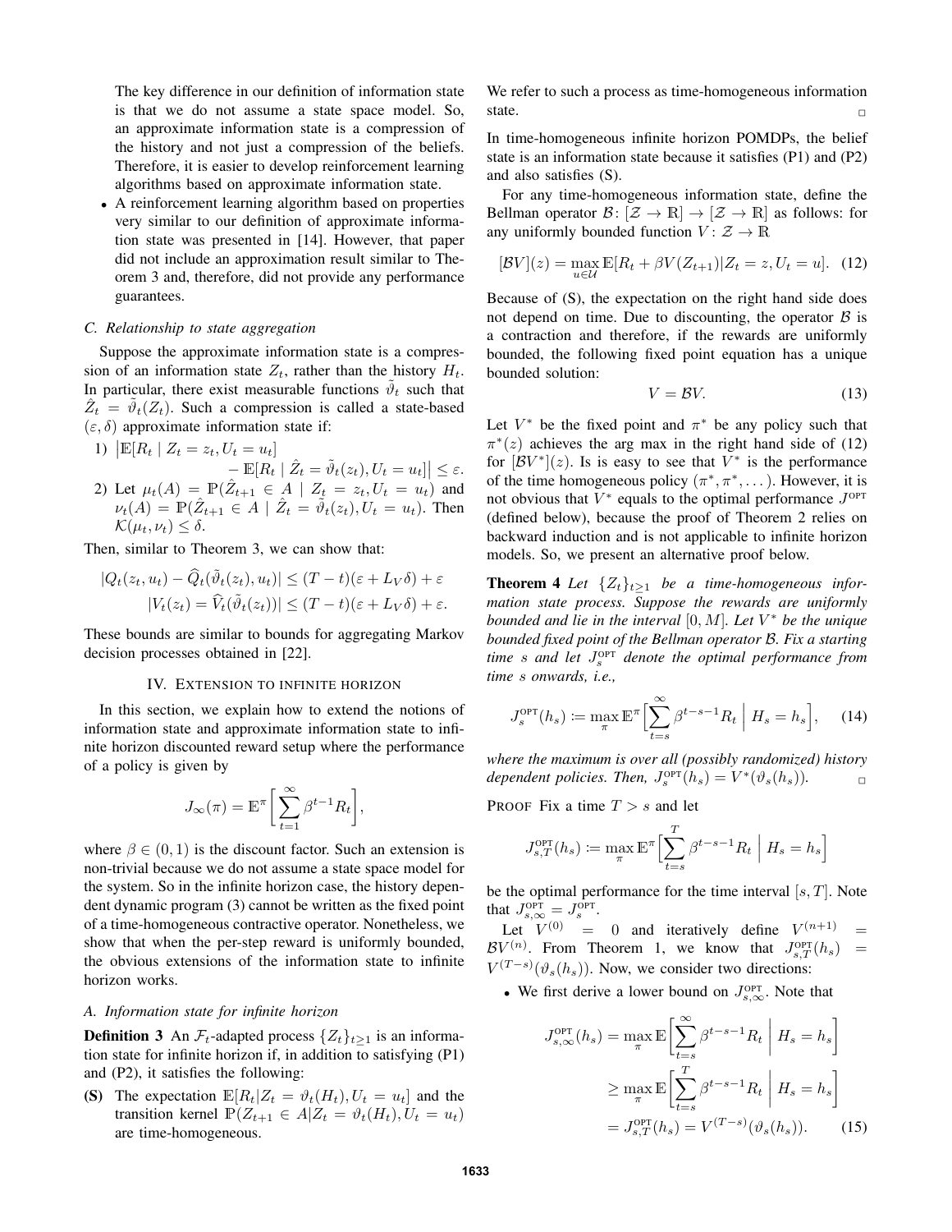The key difference in our definition of information state is that we do not assume a state space model. So, an approximate information state is a compression of the history and not just a compression of the beliefs. Therefore, it is easier to develop reinforcement learning algorithms based on approximate information state.

- A reinforcement learning algorithm based on properties very similar to our definition of approximate information state was presented in [14]. However, that paper did not include an approximation result similar to Theorem 3 and, therefore, did not provide any performance guarantees.

### C. Relationship to state aggregation

Suppose the approximate information state is a compression of an information state $Z_t$, rather than the history $H_t$. In particular, there exist measurable functions $\tilde{\vartheta}_t$ such that $\hat{Z}_t = \tilde{\vartheta}_t(Z_t)$. Such a compression is called a state-based $(\varepsilon, \delta)$ approximate information state if:

1) $\big|\mathbb{E}[R_t \mid Z_t = z_t, U_t = u_t] - \mathbb{E}[R_t \mid \hat{Z}_t = \tilde{\vartheta}_t(z_t), U_t = u_t]\big| \le \varepsilon$.
2) Let $\mu_t(A) = \mathbb{P}(\hat{Z}_{t+1} \in A \mid Z_t = z_t, U_t = u_t)$ and $\nu_t(A) = \mathbb{P}(\hat{Z}_{t+1} \in A \mid \hat{Z}_t = \tilde{\vartheta}_t(z_t), U_t = u_t)$. Then $\mathcal{K}(\mu_t, \nu_t) \le \delta$.

Then, similar to Theorem 3, we can show that:

$$|Q_t(z_t, u_t) - \widehat{Q}_t(\tilde{\vartheta}_t(z_t), u_t)| \le (T-t)(\varepsilon + L_V\delta) + \varepsilon$$

$$|V_t(z_t) = \widehat{V}_t(\tilde{\vartheta}_t(z_t))| \le (T-t)(\varepsilon + L_V\delta) + \varepsilon.$$

These bounds are similar to bounds for aggregating Markov decision processes obtained in [22].

## IV. Extension to infinite horizon

In this section, we explain how to extend the notions of information state and approximate information state to infinite horizon discounted reward setup where the performance of a policy is given by

$$J_\infty(\pi) = \mathbb{E}^\pi\bigg[\sum_{t=1}^{\infty} \beta^{t-1} R_t\bigg],$$

where $\beta \in (0,1)$ is the discount factor. Such an extension is non-trivial because we do not assume a state space model for the system. So in the infinite horizon case, the history dependent dynamic program (3) cannot be written as the fixed point of a time-homogeneous contractive operator. Nonetheless, we show that when the per-step reward is uniformly bounded, the obvious extensions of the information state to infinite horizon works.

### A. Information state for infinite horizon

**Definition 3** An $\mathcal{F}_t$-adapted process $\{Z_t\}_{t\ge1}$ is an information state for infinite horizon if, in addition to satisfying (P1) and (P2), it satisfies the following:

**(S)** The expectation $\mathbb{E}[R_t | Z_t = \vartheta_t(H_t), U_t = u_t]$ and the transition kernel $\mathbb{P}(Z_{t+1} \in A | Z_t = \vartheta_t(H_t), U_t = u_t)$ are time-homogeneous.

We refer to such a process as time-homogeneous information state. ◻

In time-homogeneous infinite horizon POMDPs, the belief state is an information state because it satisfies (P1) and (P2) and also satisfies (S).

For any time-homogeneous information state, define the Bellman operator $\mathcal{B}\colon [\mathcal{Z} \to \mathbb{R}] \to [\mathcal{Z} \to \mathbb{R}]$ as follows: for any uniformly bounded function $V\colon \mathcal{Z} \to \mathbb{R}$

$$[\mathcal{B}V](z) = \max_{u\in\mathcal{U}} \mathbb{E}[R_t + \beta V(Z_{t+1}) | Z_t = z, U_t = u]. \quad (12)$$

Because of (S), the expectation on the right hand side does not depend on time. Due to discounting, the operator $\mathcal{B}$ is a contraction and therefore, if the rewards are uniformly bounded, the following fixed point equation has a unique bounded solution:

$$V = \mathcal{B}V. \quad (13)$$

Let $V^*$ be the fixed point and $\pi^*$ be any policy such that $\pi^*(z)$ achieves the arg max in the right hand side of (12) for $[\mathcal{B}V^*](z)$. Is is easy to see that $V^*$ is the performance of the time homogeneous policy $(\pi^*, \pi^*, \dots)$. However, it is not obvious that $V^*$ equals to the optimal performance $J^{\text{OPT}}$ (defined below), because the proof of Theorem 2 relies on backward induction and is not applicable to infinite horizon models. So, we present an alternative proof below.

**Theorem 4** *Let $\{Z_t\}_{t\ge1}$ be a time-homogeneous information state process. Suppose the rewards are uniformly bounded and lie in the interval $[0, M]$. Let $V^*$ be the unique bounded fixed point of the Bellman operator $\mathcal{B}$. Fix a starting time $s$ and let $J_s^{\text{OPT}}$ denote the optimal performance from time $s$ onwards, i.e.,*

$$J_s^{\text{OPT}}(h_s) \coloneqq \max_\pi \mathbb{E}^\pi\Big[\sum_{t=s}^{\infty} \beta^{t-s-1} R_t \;\Big|\; H_s = h_s\Big], \quad (14)$$

*where the maximum is over all (possibly randomized) history dependent policies. Then, $J_s^{\text{OPT}}(h_s) = V^*(\vartheta_s(h_s))$.* ◻

Proof Fix a time $T > s$ and let

$$J_{s,T}^{\text{OPT}}(h_s) \coloneqq \max_\pi \mathbb{E}^\pi\Big[\sum_{t=s}^{T} \beta^{t-s-1} R_t \;\Big|\; H_s = h_s\Big]$$

be the optimal performance for the time interval $[s, T]$. Note that $J_{s,\infty}^{\text{OPT}} = J_s^{\text{OPT}}$.

Let $V^{(0)} = 0$ and iteratively define $V^{(n+1)} = \mathcal{B}V^{(n)}$. From Theorem 1, we know that $J_{s,T}^{\text{OPT}}(h_s) = V^{(T-s)}(\vartheta_s(h_s))$. Now, we consider two directions:

- We first derive a lower bound on $J_{s,\infty}^{\text{OPT}}$. Note that

$$\begin{aligned} J_{s,\infty}^{\text{OPT}}(h_s) &= \max_\pi \mathbb{E}\Bigg[\sum_{t=s}^{\infty} \beta^{t-s-1} R_t \;\Bigg|\; H_s = h_s\Bigg] \\ &\ge \max_\pi \mathbb{E}\Bigg[\sum_{t=s}^{T} \beta^{t-s-1} R_t \;\Bigg|\; H_s = h_s\Bigg] \\ &= J_{s,T}^{\text{OPT}}(h_s) = V^{(T-s)}(\vartheta_s(h_s)). \end{aligned} \quad (15)$$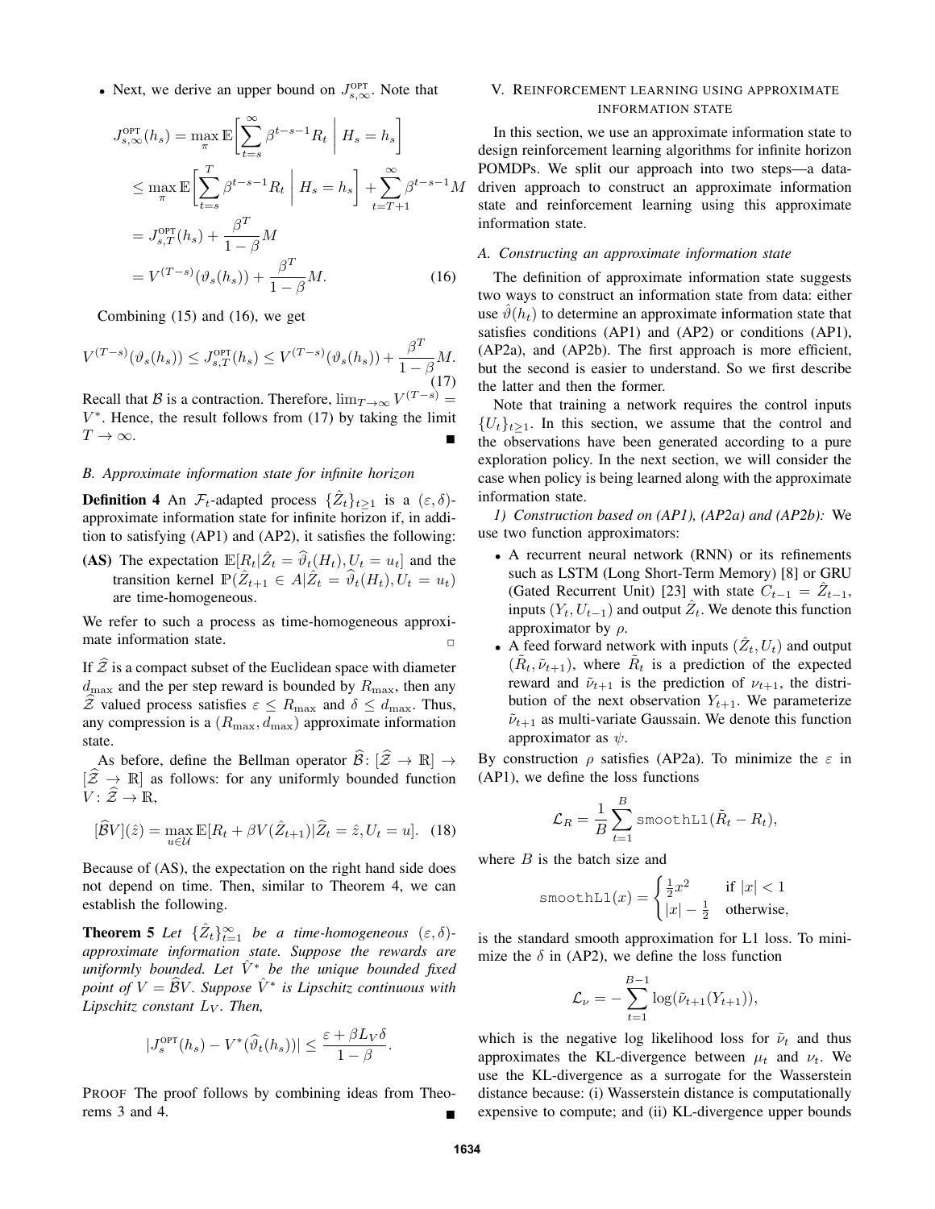- Next, we derive an upper bound on $J^{\text{OPT}}_{s,\infty}$. Note that

$$
\begin{aligned}
J^{\text{OPT}}_{s,\infty}(h_s) &= \max_{\pi} \mathbb{E}\bigg[\sum_{t=s}^{\infty} \beta^{t-s-1} R_t \;\bigg|\; H_s = h_s\bigg] \\
&\le \max_{\pi} \mathbb{E}\bigg[\sum_{t=s}^{T} \beta^{t-s-1} R_t \;\bigg|\; H_s = h_s\bigg] + \sum_{t=T+1}^{\infty} \beta^{t-s-1} M \\
&= J^{\text{OPT}}_{s,T}(h_s) + \frac{\beta^T}{1-\beta} M \\
&= V^{(T-s)}(\vartheta_s(h_s)) + \frac{\beta^T}{1-\beta} M. \qquad (16)
\end{aligned}
$$

Combining (15) and (16), we get

$$
V^{(T-s)}(\vartheta_s(h_s)) \le J^{\text{OPT}}_{s,T}(h_s) \le V^{(T-s)}(\vartheta_s(h_s)) + \frac{\beta^T}{1-\beta} M. \qquad (17)
$$

Recall that $\mathcal{B}$ is a contraction. Therefore, $\lim_{T\to\infty} V^{(T-s)} = V^*$. Hence, the result follows from (17) by taking the limit $T \to \infty$. ■

### B. Approximate information state for infinite horizon

**Definition 4** An $\mathcal{F}_t$-adapted process $\{\hat{Z}_t\}_{t\ge 1}$ is a $(\varepsilon, \delta)$-approximate information state for infinite horizon if, in addition to satisfying (AP1) and (AP2), it satisfies the following:

**(AS)** The expectation $\mathbb{E}[R_t | \hat{Z}_t = \widehat{\vartheta}_t(H_t), U_t = u_t]$ and the transition kernel $\mathbb{P}(\hat{Z}_{t+1} \in A | \hat{Z}_t = \widehat{\vartheta}_t(H_t), U_t = u_t)$ are time-homogeneous.

We refer to such a process as time-homogeneous approximate information state. □

If $\widehat{\mathcal{Z}}$ is a compact subset of the Euclidean space with diameter $d_{\max}$ and the per step reward is bounded by $R_{\max}$, then any $\widehat{\mathcal{Z}}$ valued process satisfies $\varepsilon \le R_{\max}$ and $\delta \le d_{\max}$. Thus, any compression is a $(R_{\max}, d_{\max})$ approximate information state.

As before, define the Bellman operator $\widehat{\mathcal{B}} \colon [\widehat{\mathcal{Z}} \to \mathbb{R}] \to [\widehat{\mathcal{Z}} \to \mathbb{R}]$ as follows: for any uniformly bounded function $V \colon \widehat{\mathcal{Z}} \to \mathbb{R}$,

$$
[\widehat{\mathcal{B}} V](\hat{z}) = \max_{u \in \mathcal{U}} \mathbb{E}[R_t + \beta V(\hat{Z}_{t+1}) | \widehat{Z}_t = \hat{z}, U_t = u]. \quad (18)
$$

Because of (AS), the expectation on the right hand side does not depend on time. Then, similar to Theorem 4, we can establish the following.

**Theorem 5** *Let $\{\hat{Z}_t\}_{t=1}^{\infty}$ be a time-homogeneous $(\varepsilon, \delta)$-approximate information state. Suppose the rewards are uniformly bounded. Let $\hat{V}^*$ be the unique bounded fixed point of $V = \widehat{\mathcal{B}} V$. Suppose $\hat{V}^*$ is Lipschitz continuous with Lipschitz constant $L_V$. Then,*

$$
|J^{\text{OPT}}_s(h_s) - V^*(\widehat{\vartheta}_t(h_s))| \le \frac{\varepsilon + \beta L_V \delta}{1-\beta}.
$$

PROOF The proof follows by combining ideas from Theorems 3 and 4. ■

## V. Reinforcement learning using approximate information state

In this section, we use an approximate information state to design reinforcement learning algorithms for infinite horizon POMDPs. We split our approach into two steps—a data-driven approach to construct an approximate information state and reinforcement learning using this approximate information state.

### A. Constructing an approximate information state

The definition of approximate information state suggests two ways to construct an information state from data: either use $\hat{\vartheta}(h_t)$ to determine an approximate information state that satisfies conditions (AP1) and (AP2) or conditions (AP1), (AP2a), and (AP2b). The first approach is more efficient, but the second is easier to understand. So we first describe the latter and then the former.

Note that training a network requires the control inputs $\{U_t\}_{t\ge 1}$. In this section, we assume that the control and the observations have been generated according to a pure exploration policy. In the next section, we will consider the case when policy is being learned along with the approximate information state.

*1) Construction based on (AP1), (AP2a) and (AP2b):* We use two function approximators:

- A recurrent neural network (RNN) or its refinements such as LSTM (Long Short-Term Memory) [8] or GRU (Gated Recurrent Unit) [23] with state $C_{t-1} = \hat{Z}_{t-1}$, inputs $(Y_t, U_{t-1})$ and output $\hat{Z}_t$. We denote this function approximator by $\rho$.
- A feed forward network with inputs $(\hat{Z}_t, U_t)$ and output $(\tilde{R}_t, \tilde{\nu}_{t+1})$, where $\tilde{R}_t$ is a prediction of the expected reward and $\tilde{\nu}_{t+1}$ is the prediction of $\nu_{t+1}$, the distribution of the next observation $Y_{t+1}$. We parameterize $\tilde{\nu}_{t+1}$ as multi-variate Gaussain. We denote this function approximator as $\psi$.

By construction $\rho$ satisfies (AP2a). To minimize the $\varepsilon$ in (AP1), we define the loss functions

$$
\mathcal{L}_R = \frac{1}{B} \sum_{t=1}^{B} \texttt{smoothL1}(\tilde{R}_t - R_t),
$$

where $B$ is the batch size and

$$
\texttt{smoothL1}(x) = \begin{cases} \frac{1}{2}x^2 & \text{if } |x| < 1 \\ |x| - \frac{1}{2} & \text{otherwise,} \end{cases}
$$

is the standard smooth approximation for L1 loss. To minimize the $\delta$ in (AP2), we define the loss function

$$
\mathcal{L}_\nu = -\sum_{t=1}^{B-1} \log(\tilde{\nu}_{t+1}(Y_{t+1})),
$$

which is the negative log likelihood loss for $\tilde{\nu}_t$ and thus approximates the KL-divergence between $\mu_t$ and $\nu_t$. We use the KL-divergence as a surrogate for the Wasserstein distance because: (i) Wasserstein distance is computationally expensive to compute; and (ii) KL-divergence upper bounds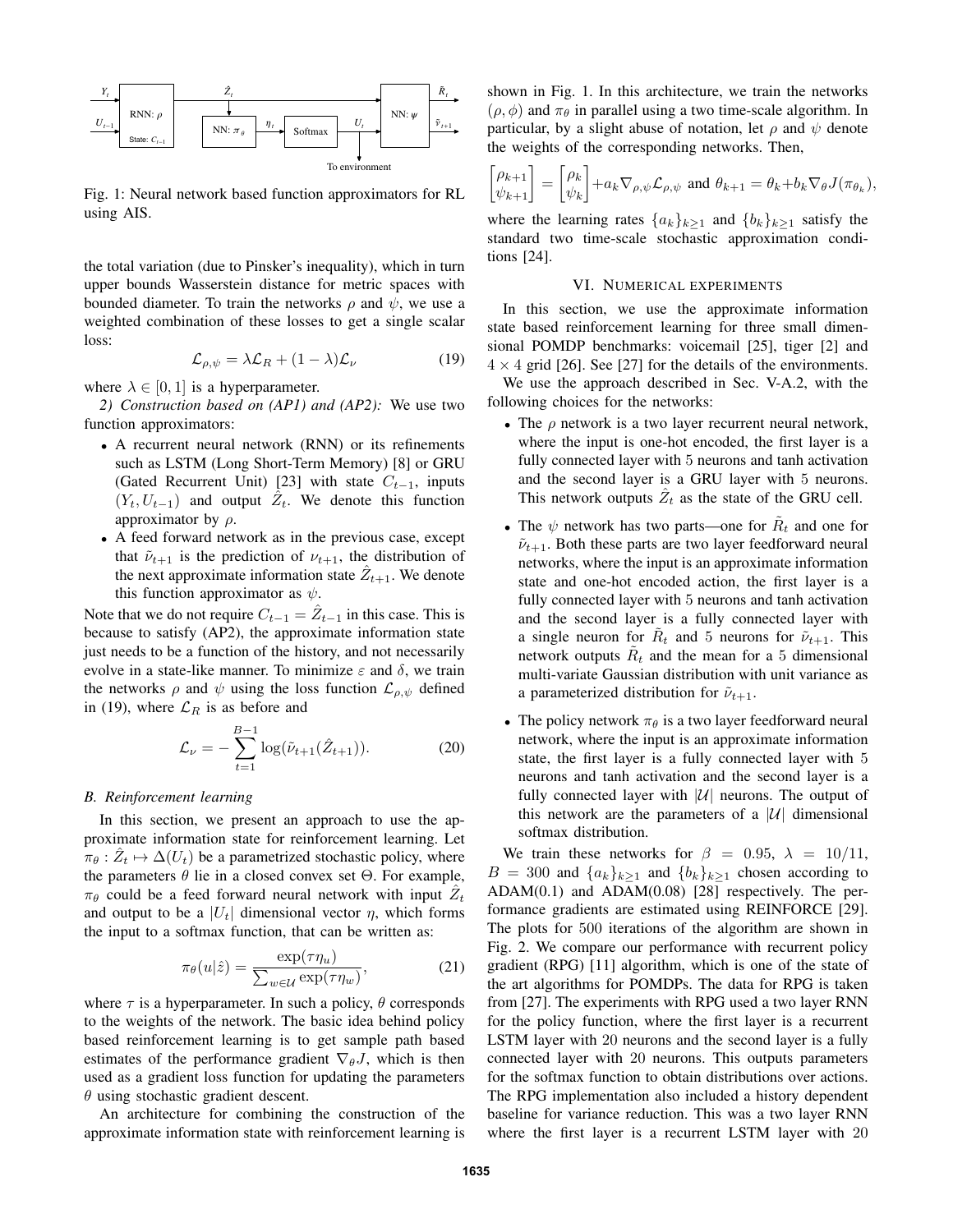Fig. 1: Neural network based function approximators for RL using AIS.

the total variation (due to Pinsker's inequality), which in turn upper bounds Wasserstein distance for metric spaces with bounded diameter. To train the networks $\rho$ and $\psi$, we use a weighted combination of these losses to get a single scalar loss:

$$\mathcal{L}_{\rho,\psi} = \lambda \mathcal{L}_R + (1-\lambda)\mathcal{L}_\nu \tag{19}$$

where $\lambda \in [0,1]$ is a hyperparameter.

*2) Construction based on (AP1) and (AP2):* We use two function approximators:

- A recurrent neural network (RNN) or its refinements such as LSTM (Long Short-Term Memory) [8] or GRU (Gated Recurrent Unit) [23] with state $C_{t-1}$, inputs $(Y_t, U_{t-1})$ and output $\hat{Z}_t$. We denote this function approximator by $\rho$.
- A feed forward network as in the previous case, except that $\tilde{\nu}_{t+1}$ is the prediction of $\nu_{t+1}$, the distribution of the next approximate information state $\hat{Z}_{t+1}$. We denote this function approximator as $\psi$.

Note that we do not require $C_{t-1} = \hat{Z}_{t-1}$ in this case. This is because to satisfy (AP2), the approximate information state just needs to be a function of the history, and not necessarily evolve in a state-like manner. To minimize $\varepsilon$ and $\delta$, we train the networks $\rho$ and $\psi$ using the loss function $\mathcal{L}_{\rho,\psi}$ defined in (19), where $\mathcal{L}_R$ is as before and

$$\mathcal{L}_\nu = -\sum_{t=1}^{B-1} \log(\tilde{\nu}_{t+1}(\hat{Z}_{t+1})). \tag{20}$$

### B. Reinforcement learning

In this section, we present an approach to use the approximate information state for reinforcement learning. Let $\pi_\theta : \hat{Z}_t \mapsto \Delta(U_t)$ be a parametrized stochastic policy, where the parameters $\theta$ lie in a closed convex set $\Theta$. For example, $\pi_\theta$ could be a feed forward neural network with input $\hat{Z}_t$ and output to be a $|U_t|$ dimensional vector $\eta$, which forms the input to a softmax function, that can be written as:

$$\pi_\theta(u|\hat{z}) = \frac{\exp(\tau \eta_u)}{\sum_{w \in \mathcal{U}} \exp(\tau \eta_w)}, \tag{21}$$

where $\tau$ is a hyperparameter. In such a policy, $\theta$ corresponds to the weights of the network. The basic idea behind policy based reinforcement learning is to get sample path based estimates of the performance gradient $\nabla_\theta J$, which is then used as a gradient loss function for updating the parameters $\theta$ using stochastic gradient descent.

An architecture for combining the construction of the approximate information state with reinforcement learning is shown in Fig. 1. In this architecture, we train the networks $(\rho, \phi)$ and $\pi_\theta$ in parallel using a two time-scale algorithm. In particular, by a slight abuse of notation, let $\rho$ and $\psi$ denote the weights of the corresponding networks. Then,

$$\begin{bmatrix} \rho_{k+1} \\ \psi_{k+1} \end{bmatrix} = \begin{bmatrix} \rho_k \\ \psi_k \end{bmatrix} + a_k \nabla_{\rho,\psi} \mathcal{L}_{\rho,\psi} \text{ and } \theta_{k+1} = \theta_k + b_k \nabla_\theta J(\pi_{\theta_k}),$$

where the learning rates $\{a_k\}_{k\geq 1}$ and $\{b_k\}_{k\geq 1}$ satisfy the standard two time-scale stochastic approximation conditions [24].

## VI. Numerical experiments

In this section, we use the approximate information state based reinforcement learning for three small dimensional POMDP benchmarks: voicemail [25], tiger [2] and $4 \times 4$ grid [26]. See [27] for the details of the environments.

We use the approach described in Sec. V-A.2, with the following choices for the networks:

- The $\rho$ network is a two layer recurrent neural network, where the input is one-hot encoded, the first layer is a fully connected layer with 5 neurons and tanh activation and the second layer is a GRU layer with 5 neurons. This network outputs $\hat{Z}_t$ as the state of the GRU cell.
- The $\psi$ network has two parts—one for $\tilde{R}_t$ and one for $\tilde{\nu}_{t+1}$. Both these parts are two layer feedforward neural networks, where the input is an approximate information state and one-hot encoded action, the first layer is a fully connected layer with 5 neurons and tanh activation and the second layer is a fully connected layer with a single neuron for $\tilde{R}_t$ and 5 neurons for $\tilde{\nu}_{t+1}$. This network outputs $\tilde{R}_t$ and the mean for a 5 dimensional multi-variate Gaussian distribution with unit variance as a parameterized distribution for $\tilde{\nu}_{t+1}$.
- The policy network $\pi_\theta$ is a two layer feedforward neural network, where the input is an approximate information state, the first layer is a fully connected layer with 5 neurons and tanh activation and the second layer is a fully connected layer with $|\mathcal{U}|$ neurons. The output of this network are the parameters of a $|\mathcal{U}|$ dimensional softmax distribution.

We train these networks for $\beta = 0.95$, $\lambda = 10/11$, $B = 300$ and $\{a_k\}_{k\geq 1}$ and $\{b_k\}_{k\geq 1}$ chosen according to ADAM(0.1) and ADAM(0.08) [28] respectively. The performance gradients are estimated using REINFORCE [29]. The plots for 500 iterations of the algorithm are shown in Fig. 2. We compare our performance with recurrent policy gradient (RPG) [11] algorithm, which is one of the state of the art algorithms for POMDPs. The data for RPG is taken from [27]. The experiments with RPG used a two layer RNN for the policy function, where the first layer is a recurrent LSTM layer with 20 neurons and the second layer is a fully connected layer with 20 neurons. This outputs parameters for the softmax function to obtain distributions over actions. The RPG implementation also included a history dependent baseline for variance reduction. This was a two layer RNN where the first layer is a recurrent LSTM layer with 20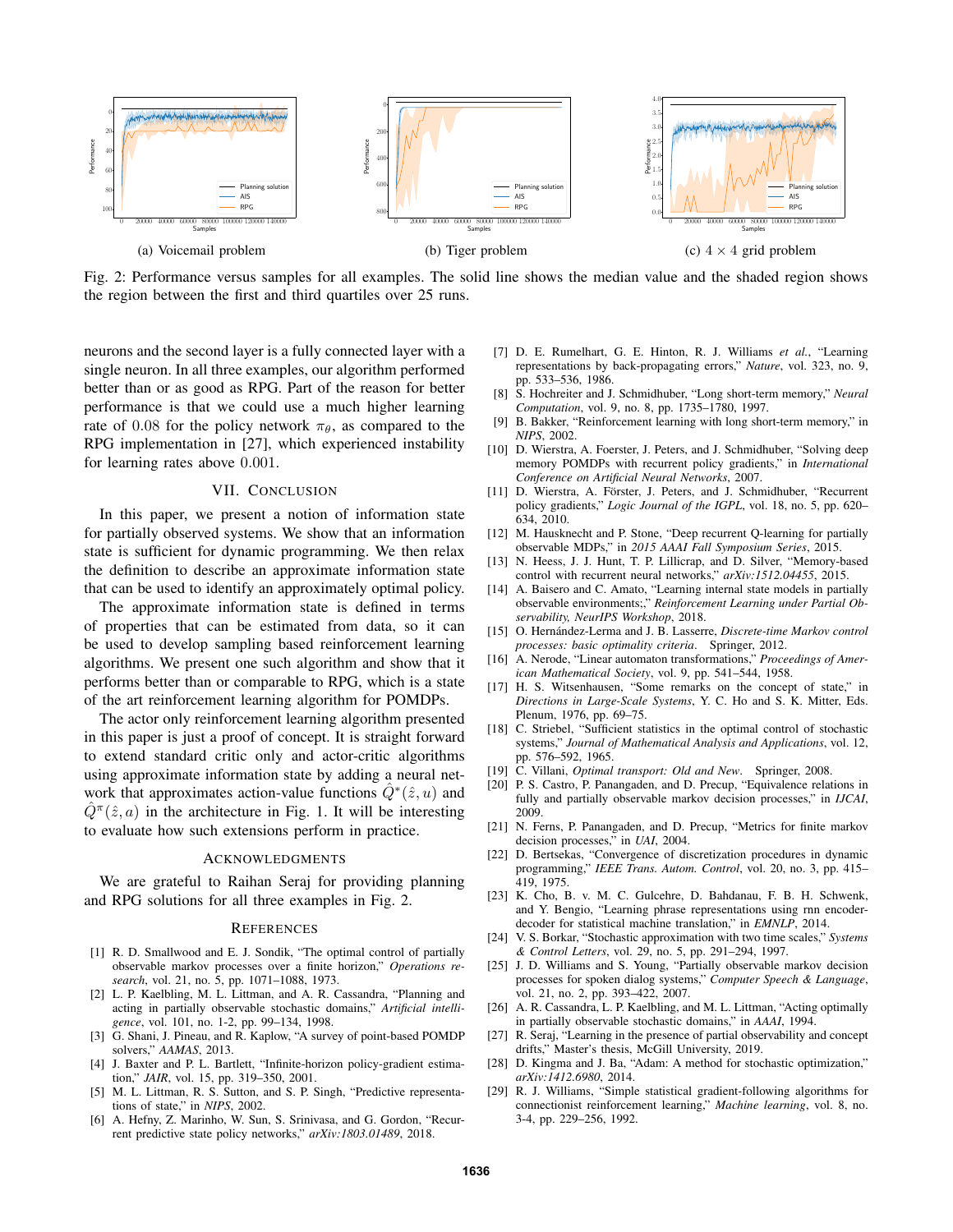0
20
40
60
80
100
Performance
0 20000 40000 60000 80000 100000 120000 140000
Samples
Planning solution
AIS
RPG

(a) Voicemail problem

0
200
400
600
800
Performance
0 20000 40000 60000 80000 100000 120000 140000
Samples
Planning solution
AIS
RPG

(b) Tiger problem

4.0
3.5
3.0
2.5
2.0
1.5
1.0
0.5
0.0
Performance
0 20000 40000 60000 80000 100000 120000 140000
Samples
Planning solution
AIS
RPG

(c) $4 \times 4$ grid problem

Fig. 2: Performance versus samples for all examples. The solid line shows the median value and the shaded region shows the region between the first and third quartiles over 25 runs.

neurons and the second layer is a fully connected layer with a single neuron. In all three examples, our algorithm performed better than or as good as RPG. Part of the reason for better performance is that we could use a much higher learning rate of $0.08$ for the policy network $\pi_\theta$, as compared to the RPG implementation in [27], which experienced instability for learning rates above $0.001$.

## VII. Conclusion

In this paper, we present a notion of information state for partially observed systems. We show that an information state is sufficient for dynamic programming. We then relax the definition to describe an approximate information state that can be used to identify an approximately optimal policy.

The approximate information state is defined in terms of properties that can be estimated from data, so it can be used to develop sampling based reinforcement learning algorithms. We present one such algorithm and show that it performs better than or comparable to RPG, which is a state of the art reinforcement learning algorithm for POMDPs.

The actor only reinforcement learning algorithm presented in this paper is just a proof of concept. It is straight forward to extend standard critic only and actor-critic algorithms using approximate information state by adding a neural network that approximates action-value functions $\hat{Q}^*(\hat{z}, u)$ and $\hat{Q}^\pi(\hat{z}, a)$ in the architecture in Fig. 1. It will be interesting to evaluate how such extensions perform in practice.

## Acknowledgments

We are grateful to Raihan Seraj for providing planning and RPG solutions for all three examples in Fig. 2.

## References

[1] R. D. Smallwood and E. J. Sondik, "The optimal control of partially observable markov processes over a finite horizon," *Operations research*, vol. 21, no. 5, pp. 1071–1088, 1973.

[2] L. P. Kaelbling, M. L. Littman, and A. R. Cassandra, "Planning and acting in partially observable stochastic domains," *Artificial intelligence*, vol. 101, no. 1-2, pp. 99–134, 1998.

[3] G. Shani, J. Pineau, and R. Kaplow, "A survey of point-based POMDP solvers," *AAMAS*, 2013.

[4] J. Baxter and P. L. Bartlett, "Infinite-horizon policy-gradient estimation," *JAIR*, vol. 15, pp. 319–350, 2001.

[5] M. L. Littman, R. S. Sutton, and S. P. Singh, "Predictive representations of state," in *NIPS*, 2002.

[6] A. Hefny, Z. Marinho, W. Sun, S. Srinivasa, and G. Gordon, "Recurrent predictive state policy networks," *arXiv:1803.01489*, 2018.

[7] D. E. Rumelhart, G. E. Hinton, R. J. Williams *et al.*, "Learning representations by back-propagating errors," *Nature*, vol. 323, no. 9, pp. 533–536, 1986.

[8] S. Hochreiter and J. Schmidhuber, "Long short-term memory," *Neural Computation*, vol. 9, no. 8, pp. 1735–1780, 1997.

[9] B. Bakker, "Reinforcement learning with long short-term memory," in *NIPS*, 2002.

[10] D. Wierstra, A. Foerster, J. Peters, and J. Schmidhuber, "Solving deep memory POMDPs with recurrent policy gradients," in *International Conference on Artificial Neural Networks*, 2007.

[11] D. Wierstra, A. Förster, J. Peters, and J. Schmidhuber, "Recurrent policy gradients," *Logic Journal of the IGPL*, vol. 18, no. 5, pp. 620–634, 2010.

[12] M. Hausknecht and P. Stone, "Deep recurrent Q-learning for partially observable MDPs," in *2015 AAAI Fall Symposium Series*, 2015.

[13] N. Heess, J. J. Hunt, T. P. Lillicrap, and D. Silver, "Memory-based control with recurrent neural networks," *arXiv:1512.04455*, 2015.

[14] A. Baisero and C. Amato, "Learning internal state models in partially observable environments;," *Reinforcement Learning under Partial Observability, NeurIPS Workshop*, 2018.

[15] O. Hernández-Lerma and J. B. Lasserre, *Discrete-time Markov control processes: basic optimality criteria*. Springer, 2012.

[16] A. Nerode, "Linear automaton transformations," *Proceedings of American Mathematical Society*, vol. 9, pp. 541–544, 1958.

[17] H. S. Witsenhausen, "Some remarks on the concept of state," in *Directions in Large-Scale Systems*, Y. C. Ho and S. K. Mitter, Eds. Plenum, 1976, pp. 69–75.

[18] C. Striebel, "Sufficient statistics in the optimal control of stochastic systems," *Journal of Mathematical Analysis and Applications*, vol. 12, pp. 576–592, 1965.

[19] C. Villani, *Optimal transport: Old and New*. Springer, 2008.

[20] P. S. Castro, P. Panangaden, and D. Precup, "Equivalence relations in fully and partially observable markov decision processes," in *IJCAI*, 2009.

[21] N. Ferns, P. Panangaden, and D. Precup, "Metrics for finite markov decision processes," in *UAI*, 2004.

[22] D. Bertsekas, "Convergence of discretization procedures in dynamic programming," *IEEE Trans. Autom. Control*, vol. 20, no. 3, pp. 415–419, 1975.

[23] K. Cho, B. v. M. C. Gulcehre, D. Bahdanau, F. B. H. Schwenk, and Y. Bengio, "Learning phrase representations using rnn encoder-decoder for statistical machine translation," in *EMNLP*, 2014.

[24] V. S. Borkar, "Stochastic approximation with two time scales," *Systems & Control Letters*, vol. 29, no. 5, pp. 291–294, 1997.

[25] J. D. Williams and S. Young, "Partially observable markov decision processes for spoken dialog systems," *Computer Speech & Language*, vol. 21, no. 2, pp. 393–422, 2007.

[26] A. R. Cassandra, L. P. Kaelbling, and M. L. Littman, "Acting optimally in partially observable stochastic domains," in *AAAI*, 1994.

[27] R. Seraj, "Learning in the presence of partial observability and concept drifts," Master's thesis, McGill University, 2019.

[28] D. Kingma and J. Ba, "Adam: A method for stochastic optimization," *arXiv:1412.6980*, 2014.

[29] R. J. Williams, "Simple statistical gradient-following algorithms for connectionist reinforcement learning," *Machine learning*, vol. 8, no. 3-4, pp. 229–256, 1992.